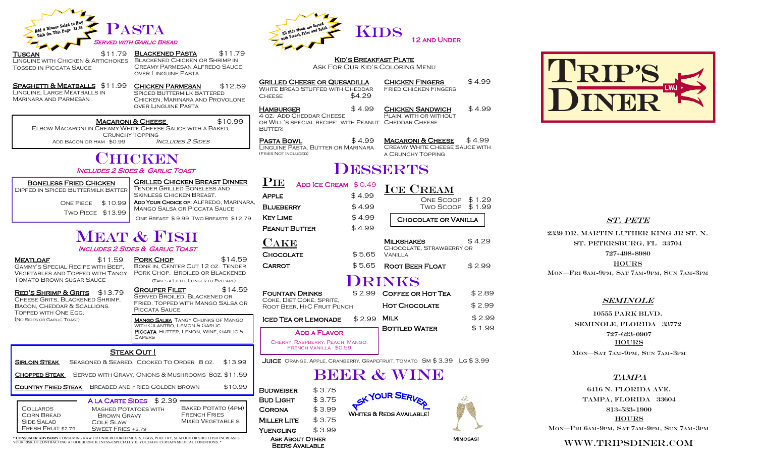Add a Dinner Salad to Any Dish On This Page $1.99

# Pasta

*Served with Garlic Bread*

**Tuscan** $11.79
Linguine with Chicken & Artichokes Tossed in Piccata Sauce

**Blackened Pasta** $11.79
Blackened Chicken or Shrimp in Creamy Parmesan Alfredo Sauce over Linguine Pasta

**Spaghetti & Meatballs** $11.99
Linguine, Large Meatballs in Marinara and Parmesan

**Chicken Parmesan** $12.59
Spiced Buttermilk Battered Chicken, Marinara and Provolone over Linguine Pasta

**Macaroni & Cheese** $10.99
Elbow Macaroni in Creamy White Cheese Sauce with a Baked, Crunchy Topping
Add Bacon or Ham $0.99 — *Includes 2 Sides*

# Chicken

*Includes 2 Sides & Garlic Toast*

**Boneless Fried Chicken**
Dipped in Spiced Buttermilk Batter
One Piece $10.99
Two Piece $13.99

**Grilled Chicken Breast Dinner**
Tender Grilled Boneless and Skinless Chicken Breast.
**Add Your Choice of:** Alfredo, Marinara, Mango Salsa or Piccata Sauce
One Breast $9.99 Two Breasts $12.79

# Meat & Fish

*Includes 2 Sides & Garlic Toast*

**Meatloaf** $11.59
Gammy's Special Recipe with Beef, Vegetables and Topped with Tangy Tomato Brown Sugar Sauce

**Pork Chop** $14.59
Bone in, Center Cut 12 oz. Tender Pork Chop. Broiled or Blackened
(Takes a Little Longer to Prepare)

**Red's Shrimp & Grits** $13.79
Cheese Grits, Blackened Shrimp, Bacon, Cheddar & Scallions. Topped with One Egg.
(No Sides or Garlic Toast)

**Grouper Filet** $14.59
Served Broiled, Blackened or Fried. Topped with Mango Salsa or Piccata Sauce

**Mango Salsa** Tangy Chunks of Mango with Cilantro, Lemon & Garlic
**Piccata** Butter, Lemon, Wine, Garlic & Capers

## Steak Out!

| Item | Description | Price |
|---|---|---|
| **Sirloin Steak** | Seasoned & Seared. Cooked to Order 8 oz. | $13.99 |
| **Chopped Steak** | Served with Gravy, Onions & Mushrooms 8oz. | $11.59 |
| **Country Fried Steak** | Breaded and Fried Golden Brown | $10.99 |

## A la Carte Sides $2.39

| | | |
|---|---|---|
| Collards | Mashed Potatoes with Brown Gravy | Baked Potato (4PM) |
| Corn Bread | Cole Slaw | French Fries |
| Side Salad | Sweet Fries +$.79 | Mixed Vegetables |
| Fresh Fruit $2.79 | | |

* **Consumer Advisory** consuming raw or undercooked meats, eggs, poultry, seafood or shellfish increases your risk of contracting a foodborne illness-especially if you have certain medical conditions. *

All Kids Meals are Served with French Fries and Drink

# Kids

12 and Under

**Kid's Breakfast Plate**
Ask For Our Kid's Coloring Menu

**Grilled Cheese or Quesadilla** $4.29
White Bread Stuffed with Cheddar Cheese

**Chicken Fingers** $4.99
Fried Chicken Fingers

**Hamburger** $4.99
4 oz. Add Cheddar Cheese or Will's Special Recipe: with Peanut Butter!

**Chicken Sandwich** $4.99
Plain; with or without Cheddar Cheese

**Pasta Bowl** $4.99
Linguine Pasta. Butter or Marinara
(Fries Not Included)

**Macaroni & Cheese** $4.99
Creamy White Cheese Sauce with a Crunchy Topping

# Desserts

## Pie

Add Ice Cream $0.49

| | |
|---|---|
| Apple | $4.99 |
| Blueberry | $4.99 |
| Key Lime | $4.99 |
| Peanut Butter | $4.99 |

## Ice Cream

| | |
|---|---|
| One Scoop | $1.29 |
| Two Scoop | $1.99 |

Chocolate or Vanilla

## Cake

| | |
|---|---|
| Chocolate | $5.65 |
| Carrot | $5.65 |

**Milkshakes** $4.29
Chocolate, Strawberry or Vanilla

**Root Beer Float** $2.99

# Drinks

**Fountain Drinks** $2.99
Coke, Diet Coke, Sprite, Root Beer, Hi-C Fruit Punch

**Iced Tea or Lemonade** $2.99

**Add a Flavor**
Cherry, Raspberry, Peach, Mango, French Vanilla $0.59

| | |
|---|---|
| Coffee or Hot Tea | $2.89 |
| Hot Chocolate | $2.99 |
| Milk | $2.99 |
| Bottled Water | $1.99 |

**Juice** Orange, Apple, Cranberry, Grapefruit, Tomato Sm $3.39 Lg $3.99

# Beer & Wine

| | |
|---|---|
| Budweiser | $3.75 |
| Bud Light | $3.75 |
| Corona | $3.99 |
| Miller Lite | $3.75 |
| Yuengling | $3.99 |

Ask About Other Beers Available

Ask Your Server
Whites & Reds Available!

Mimosas!

# Trip's Diner

LWJ

### *St. Pete*

2339 Dr. Martin Luther King Jr St. N.
St. Petersburg, FL 33704
727-498-8980
**Hours**
Mon—Fri 6am-9pm, Sat 7am-9pm, Sun 7am-3pm

### *Seminole*

10555 Park Blvd.
Seminole, Florida 33772
727-623-0907
**Hours**
Mon—Sat 7am-9pm, Sun 7am-3pm

### *Tampa*

6416 N. Florida Ave.
Tampa, Florida 33604
813-533-1900
**Hours**
Mon—Fri 6am-9pm, Sat 7am-9pm, Sun 7am-3pm

www.tripsdiner.com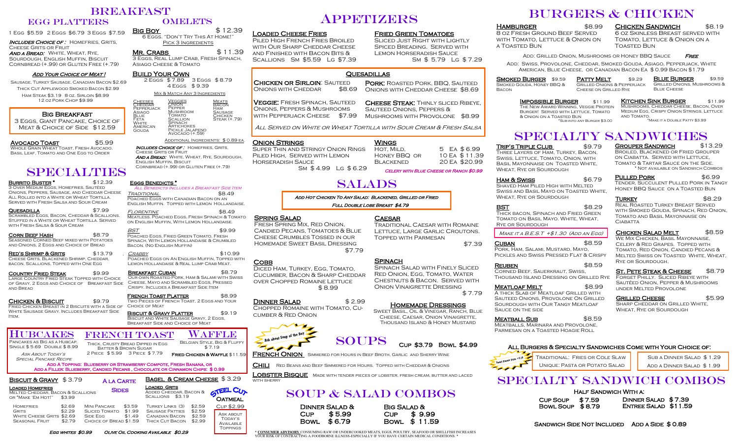# Breakfast

## Egg Platters

1 Egg $5.59 2 Eggs $6.79 3 Eggs $7.59

*Includes choice of :* Homefries, Grits, Cheese Grits or Fruit
*And a Bread:* White, Wheat, Rye, Sourdough, English Muffin, Biscuit Cornbread (+.99) or Gluten Free (+.79)

*Add Your Choice of Meat!*

Sausage, Turkey Sausage, Canadian Bacon $2.69
Thick Cut Applewood Smoked Bacon $2.99
Ham Steak $3.19 8 oz. Sirloin $8.99
12 oz Pork Chop $9.99

**Big Breakfast**
3 Eggs, Giant Pancake, Choice of Meat & Choice of Side $12.59

**Avocado Toast** $5.99
Whole Grain Wheat Toast, Fresh Avocado, Basil Leaf, Tomato and One Egg to Order

## Omelets

**Big Boy** $12.39
6 Eggs. "Don't Try This At Home!"
Pick 3 Ingredients

**Mr. Crabs** $11.39
3 Eggs, Real Lump Crab, Fresh Spinach, Asiago Cheese & Tomato

**Build Your Own**
2 Eggs $7.89 3 Eggs $8.79
4 Eggs $9.39

Mix & Match Any 3 Ingredients

| Cheeses | Veggies | Meats |
|---|---|---|
| Cheddar | Onion | Bacon |
| Pepperjack | Pepper | Ham |
| Asiago | Mushroom | Sausage |
| Blue | Tomato | Chicken |
| Feta | Scallion | Steak (+.79) |
| White American | Spinach | |
| Gouda | Artichokes | |
| | Pickle Jalapeno | |
| | Avocado (+.59) | |

Additional Ingredients: $0.89 ea.

*Includes choice of :* Homefries, Grits, Cheese Grits or Fruit
*And a Bread:* White, Wheat, Rye, Sourdough, English Muffin, Biscuit Cornbread (+.99) or Gluten Free (+.79)

# Specialties

**Burrito Buster*** $12.39
3 Over Medium Eggs, Homefries, Sautéed Onions, Peppers, Sausage, and Cheddar Cheese All Rolled into a White or Wheat Tortilla. Served with Fresh Salsa and Sour Cream

**Quesadilla** $7.99
Scrambled Eggs, Bacon, Cheddar & Scallions. Stuffed in a White or Wheat Tortilla. Served with Fresh Salsa & Sour Cream

**Corn Beef Hash** $8.79
Seasoned Corned Beef mixed with Potatoes and Onions, 2 Eggs and Choice of Bread

**Red's Shrimp & Grits** $13.79
Cheese Grits, Blackened Shrimp, Cheddar, bacon, Scallions, Topped with One Egg

**Country Fried Steak** $9.99
Large Country Fried Steak Topped with Choice of Gravy, 2 Eggs and Choice of Breakfast Side and Bread

**Chicken & Biscuit** $9.79
Fried Chicken Breast in 2 Biscuits with a Side of White Sausage Gravy. Includes Breakfast Side Item.

**Eggs Benedicts***
*All Benedicts Includes a Breakfast Side Item*

*Traditional* $8.49
Poached Eggs with Canadian Bacon on English Muffin. Topped with Lemon Hollandaise.

*Florentine* $8.49
Meatless, Poached Eggs, Fresh Spinach & Tomato on English Muffin, With Lemon Hollandaise.

*BST* $9.99
Poached Eggs, Fried Green Tomato, Fresh Spinach, With Lemon Hollandaise & Crumbled Bacon. (No English Muffin)

*Crabby* $10.99
Poached Eggs on An English Muffin, Topped with Lemon Hollandaise & Real Lump Crab Meat.

**Breakfast Cuban** $8.79
Our own Roasted Pork, Ham & Salami with Swiss Cheese, Mayo and Scrambled Eggs, Pressed Crispy. Includes a Breakfast Side Item

**French Toast Platter** $8.99
Two Pieces of French Toast, 2 Eggs and Your Choice of Meat

**Biscuit & Gravy Platter** $9.19
Biscuit and White Sausage Gravy, 2 Eggs, Breakfast Side and Choice of Meat

# Hubcakes

Pancakes as Big as a Hubcap.
Single $5.69 Double $8.99
*Ask About Today's Special Pancake Recipe*

# French Toast

Thick, Crusty Bread Dipped in Egg Batter & Brown Sugar
2 Piece $5.99 3 Piece $7.79

# Waffle

Belgian Style, Big & Fluffy $7.19
**Fried Chicken & Waffle** $11.59

**Add a Topping: Blueberry or Strawberry Compote, Fresh Banana, or Add a Filler: Blueberry, Candied Pecans , Chocolate or Cinnamon Chips: $0.99**

**Biscuit & Gravy** $3.79

**Bagel & Cream Cheese** $3.29

## A La Carte Sides

**Loaded Homefries**
Melted Cheddar, Bacon & Scallions or "Make 'Em Hot!" $3.99

**Loaded Grits**
Added Cheddar, Bacon & Scallions $3.19

| | | | | | |
|---|---|---|---|---|---|
| Homefries | $2.69 | Mini Pancake | $3.59 | Turkey Links (3) | $2.59 |
| Grits | $2.29 | Sliced Tomato | $1.99 | Sausage Patties | $2.59 |
| White Cheese Grits | $2.69 | Side Egg | $1.49 | Canadian Bacon | $2.59 |
| Seasonal Fruit | $2.79 | Choice of Bread | $1.59 | Thick Cut Bacon | $2.99 |

**Steel Cut Oatmeal**
Cup $2.99
Ask About Today's Available Toppings

*Egg Whites $0.99 Olive Oil Cooking Available $0.29*

# Appetizers

**Loaded Cheese Fries**
Piled High French Fries Broiled with Our Sharp Cheddar Cheese and Finished with Bacon Bits & Scallions Sm $5.59 Lg $7.39

**Fried Green Tomatoes**
Sliced Just Right with Lightly Spiced Breading. Served with Lemon Horseradish Sauce
Sm $5.79 Lg $7.29

## Quesadillas

**Chicken or Sirloin**: Sauteed Onions with Cheddar $8.69

**Pork**: Roasted Pork, BBQ, Sauteed Onions with Cheddar Cheese $8.69

**Veggie**: Fresh Spinach, Sauteed Onions, Peppers & Mushrooms with Pepperjack Cheese $7.99

**Cheese Steak**: Thinly Sliced Ribeye, Sauteed Onions, Peppers & Mushrooms with Provolone $8.99

*All Served on White or Wheat Tortilla with Sour Cream & Fresh Salsa*

**Onion Strings**
Super Thin and Stringy Onion Rings Piled High, Served with Lemon Horseradish Sauce
Sm $4.99 Lg $6.29

**Wings**
Hot, Mild, Honey BBQ or Blackened
5 Ea $6.99
10 Ea $11.39
20 Ea $20.99
*Celery with Blue Cheese or Ranch $0.99*

# Salads

***Add Hot Chicken To Any Salad: Blackened, Grilled or Fried Full Double Lobe Breast $4.79***

**Spring Salad**
Fresh Spring Mix, Red Onion, Candied Pecans, Tomatoes & Blue Cheese Crumbles Tossed in our Homemade Sweet Basil Dressing
$7.79

**Caesar**
Traditional Caesar with Romaine Lettuce, Large Garlic Croutons. Topped with Parmesan
$7.39

**Cobb**
Diced Ham, Turkey, Egg, Tomato, Cucumber, Bacon & Sharp Cheddar over Chopped Romaine Lettuce
$8.99

**Spinach**
Spinach Salad with Finely Sliced Red Onion, Egg, Tomato, Water Chestnuts & Bacon. Served with Onion Vinaigrette Dressing
$7.79

**Dinner Salad** $2.99
Chopped Romaine with Tomato, Cucumber & Red Onion

**Homemade Dressings**
Sweet Basil, Oil & Vinegar, Ranch, Blue Cheese, Caesar, Onion Vinaigrette, Thousand Island & Honey Mustard

# Soups

Ask about Soup of the Day

Cup $3.79 Bowl $4.99

**French Onion** Simmered for Hours in Beef Broth, Garlic and Sherry Wine

**Chili** Red Beans and Beef Simmered for Hours. Topped with Cheddar & Onions

**Lobster Bisque** Made with tender pieces of lobster, fresh cream, butter and laced with sherry

# Soup & Salad Combos

| Dinner Salad & | | Big Salad & | |
|---|---|---|---|
| Cup | $5.99 | Cup | $9.99 |
| Bowl | $6.79 | Bowl | $11.59 |

* **Consumer Advisory** Consuming raw or undercooked meats, eggs, poultry, seafood or shellfish increases your risk of contracting a foodborne illness-especially if you have certain medical conditions. *

# Burgers & Chicken

**Hamburger** $8.99
8 oz Fresh Ground Beef Served with Tomato, Lettuce & Onion on a Toasted Bun

**Chicken Sandwich** $8.19
6 oz Skinless Breast Served with Tomato, Lettuce & Onion on a Toasted Bun

Add: Grilled Onion, Mushrooms or Honey BBQ Sauce *Free*

Add: Swiss, Provolone, Cheddar, Smoked Gouda, Asiago, Pepperjack, White American, Blue Cheese, or Canadian Bacon Ea $0.99 Bacon $1.79

**Smoked Burger** $9.59
Smoked Gouda, Honey BBQ & Bacon

**Patty Melt** $9.29
Grilled Onions & Pepperjack Cheese on Grilled Rye

**Blue Burger** $9.59
Grilled Onions, Mushrooms & Blue Cheese

**Impossible Burger** $11.99
The New Award Winning, Veggie Protein Burger! Served with Lettuce, Tomato & Onion on a Toasted Bun
*Sub into any Burger $3.00

**Kitchen Sink Burger** $11.99
Mushrooms, Cheddar Cheese, Bacon, Over Medium Egg, Crispy Onion Strings, Lettuce and Tomato.
*Make it a Double Patty $3.99

# Specialty Sandwiches

**Trip's Triple Club** $9.79
Three Layers of Ham, Turkey, Bacon, Swiss, Lettuce, Tomato, Onion, with Basil Mayonnaise on Toasted White, Wheat, Rye or Sourdough

**Ham & Swiss** $6.79
Shaved Ham Piled High with Melted Swiss and Basil Mayo on Toasted White, Wheat, Rye or Sourdough

**BST** $8.29
Thick bacon, Spinach and Fried Green Tomato on Basil Mayo. White, Wheat, Rye or Sourdough

*Make it a B.E.S.T +$1.30 (Add an Egg)*

**Cuban** $8.59
Pork, Ham, Salami, Mustard, Mayo, Pickles and Swiss Pressed Flat & Crispy

**Reuben** $8.59
Corned Beef, Sauerkraut, Swiss, Thousand Island Dressing on Grilled Rye

**Meatloaf Melt** $8.99
A thick Slab of Meatloaf Grilled with Sauteed Onions, Provolone On Grilled Sourdough with Our Tangy Meatloaf Sauce on the side

**Meatball Sub** $8.59
Meatballs, Marinara and Provolone, Parmesan on a Toasted Hoagie Roll

**Grouper Sandwich** $13.29
Broiled, Blackened or Fried Grouper on Ciabatta. Served with Lettuce, Tomato & Tartar Sauce on the Side.
* Not available on Sandwich Combos

**Pulled Pork** $6.99
Tender, Succulent Pulled Pork in Tangy Honey BBQ Sauce on a Toasted Bun

**Turkey** $8.29
Real Roasted Turkey Breast Served with Smoked Gouda, Spinach, Red Onion, Tomato and Basil Mayonnaise on Ciabatta

**Chicken Salad Melt** $8.59
We Mix Chicken, Basil Mayonnaise, Celery & Red Grapes. Topped with Tomato, Red Onion, Candied Pecans & Melted Swiss on Toasted White, Wheat, Rye or Sourdough.

**St. Pete Steak & Cheese** $8.79
Forget Philly. Sliced Ribeye with Sautéed Onion, Pepper & Mushrooms under Melted Provolone

**Grilled Cheese** $5.99
Sharp Cheddar on Grilled White, Wheat, Rye or Sourdough

**All Burgers & Specialty Sandwiches Come with Your Choice of:**

Sweet Potato Fries +$1.19

Traditional: Fries or Cole Slaw
Unique: Pasta or Potato Salad

Sub a Dinner Salad $1.29
Add a Dinner Salad $1.99

# Specialty Sandwich Combos

**Half Sandwich With A:**

| | | | |
|---|---|---|---|
| Cup Soup | $7.59 | Dinner Salad | $7.39 |
| Bowl Soup | $8.79 | Entree Salad | $11.59 |

Sandwich Side Not Included Add a Side $0.89